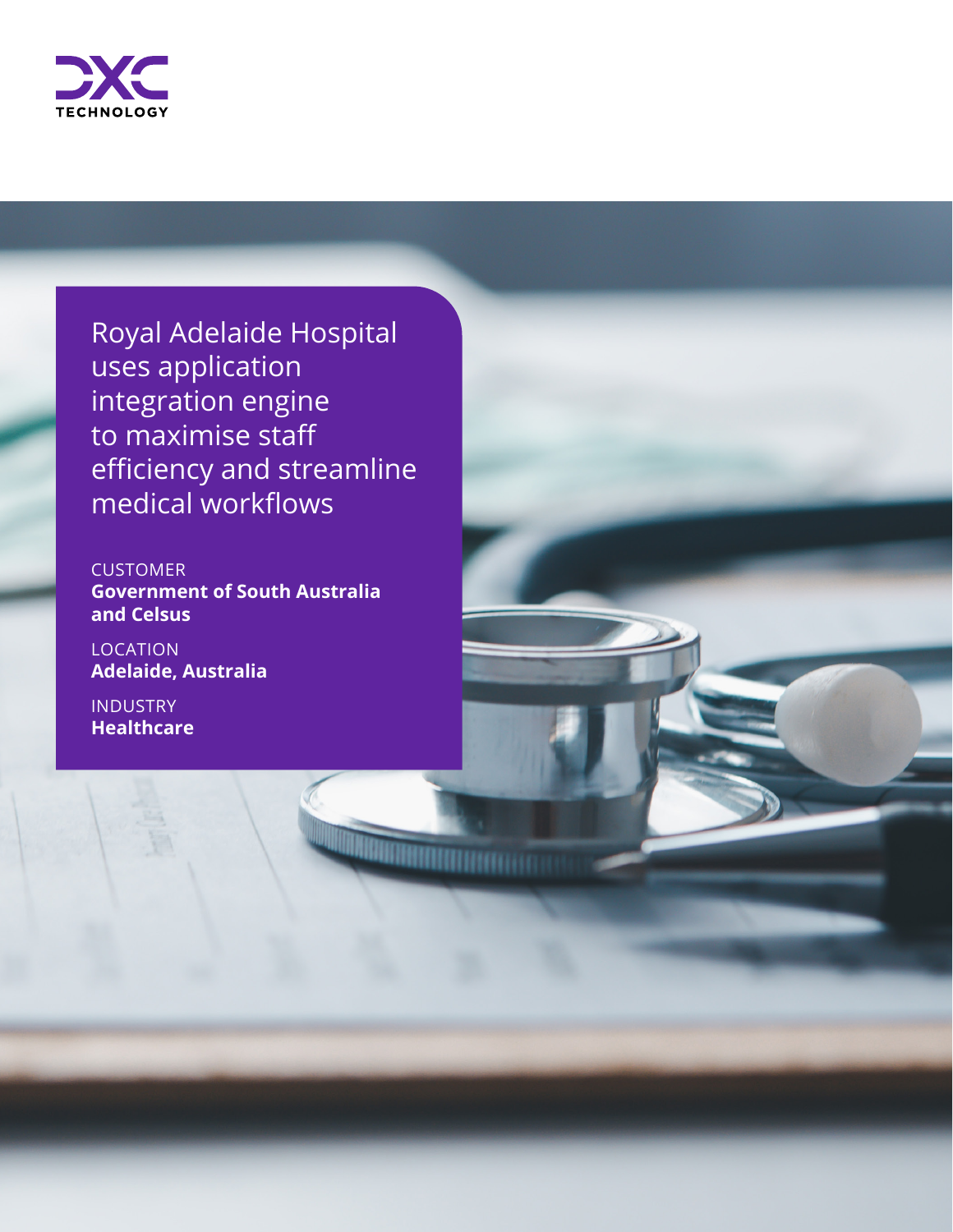# Royal Adelaide Hospital uses application integration engine to maximise staff efficiency and streamline medical workflows

CUSTOMER
**Government of South Australia and Celsus**

LOCATION
**Adelaide, Australia**

INDUSTRY
**Healthcare**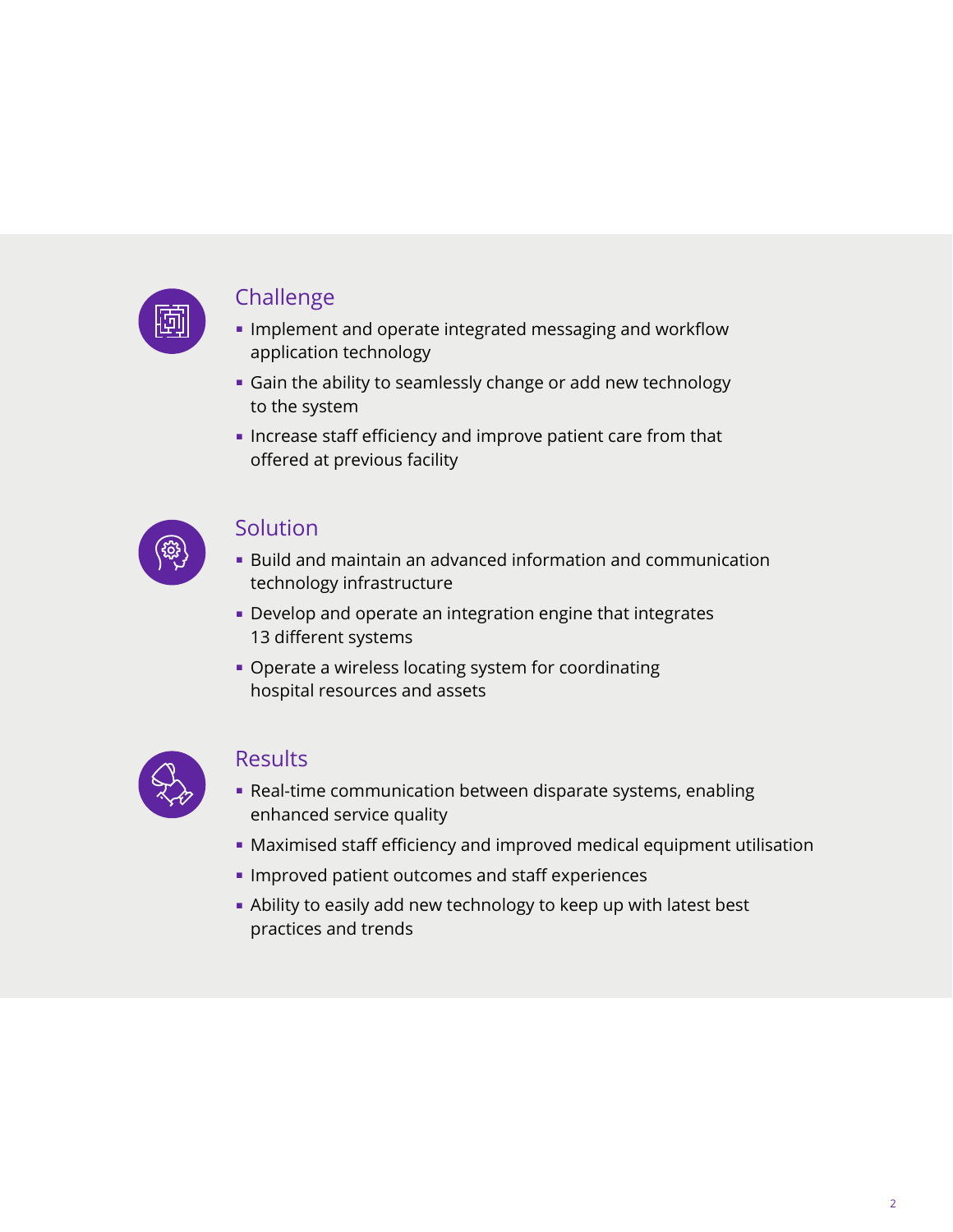## Challenge

- Implement and operate integrated messaging and workflow application technology
- Gain the ability to seamlessly change or add new technology to the system
- Increase staff efficiency and improve patient care from that offered at previous facility

## Solution

- Build and maintain an advanced information and communication technology infrastructure
- Develop and operate an integration engine that integrates 13 different systems
- Operate a wireless locating system for coordinating hospital resources and assets

## Results

- Real-time communication between disparate systems, enabling enhanced service quality
- Maximised staff efficiency and improved medical equipment utilisation
- Improved patient outcomes and staff experiences
- Ability to easily add new technology to keep up with latest best practices and trends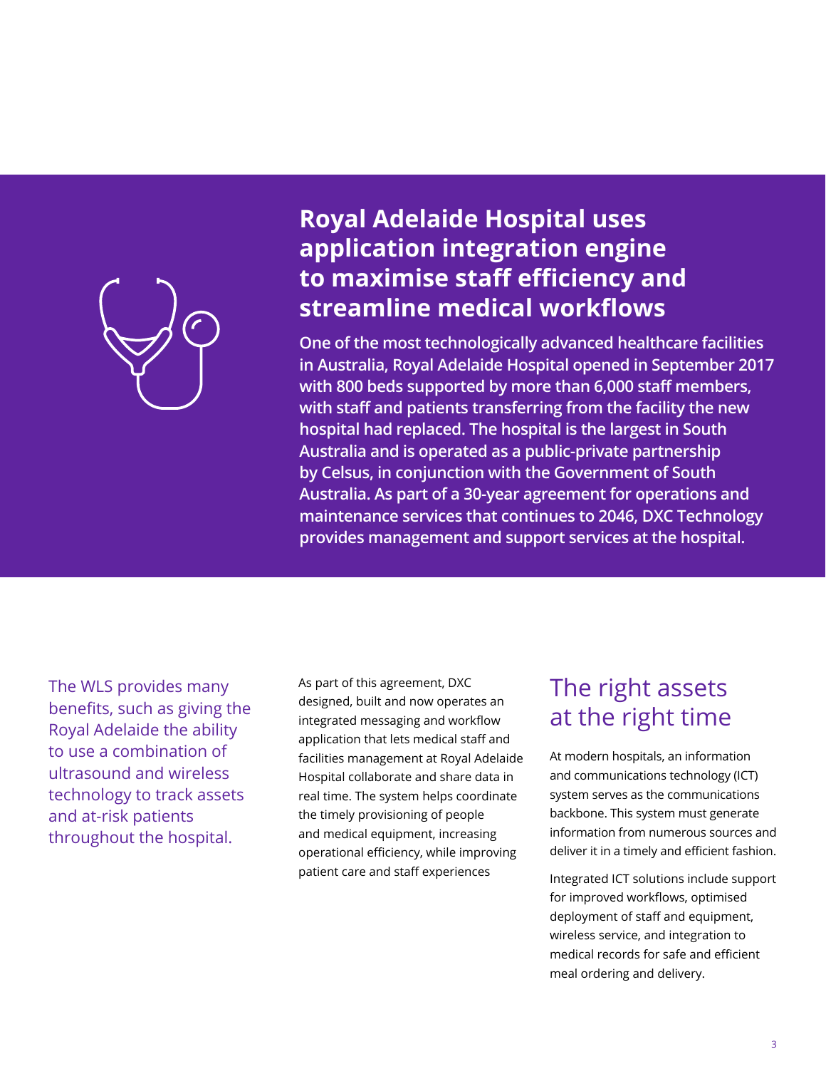## Royal Adelaide Hospital uses application integration engine to maximise staff efficiency and streamline medical workflows

**One of the most technologically advanced healthcare facilities in Australia, Royal Adelaide Hospital opened in September 2017 with 800 beds supported by more than 6,000 staff members, with staff and patients transferring from the facility the new hospital had replaced. The hospital is the largest in South Australia and is operated as a public-private partnership by Celsus, in conjunction with the Government of South Australia. As part of a 30-year agreement for operations and maintenance services that continues to 2046, DXC Technology provides management and support services at the hospital.**

The WLS provides many benefits, such as giving the Royal Adelaide the ability to use a combination of ultrasound and wireless technology to track assets and at-risk patients throughout the hospital.

As part of this agreement, DXC designed, built and now operates an integrated messaging and workflow application that lets medical staff and facilities management at Royal Adelaide Hospital collaborate and share data in real time. The system helps coordinate the timely provisioning of people and medical equipment, increasing operational efficiency, while improving patient care and staff experiences

## The right assets at the right time

At modern hospitals, an information and communications technology (ICT) system serves as the communications backbone. This system must generate information from numerous sources and deliver it in a timely and efficient fashion.

Integrated ICT solutions include support for improved workflows, optimised deployment of staff and equipment, wireless service, and integration to medical records for safe and efficient meal ordering and delivery.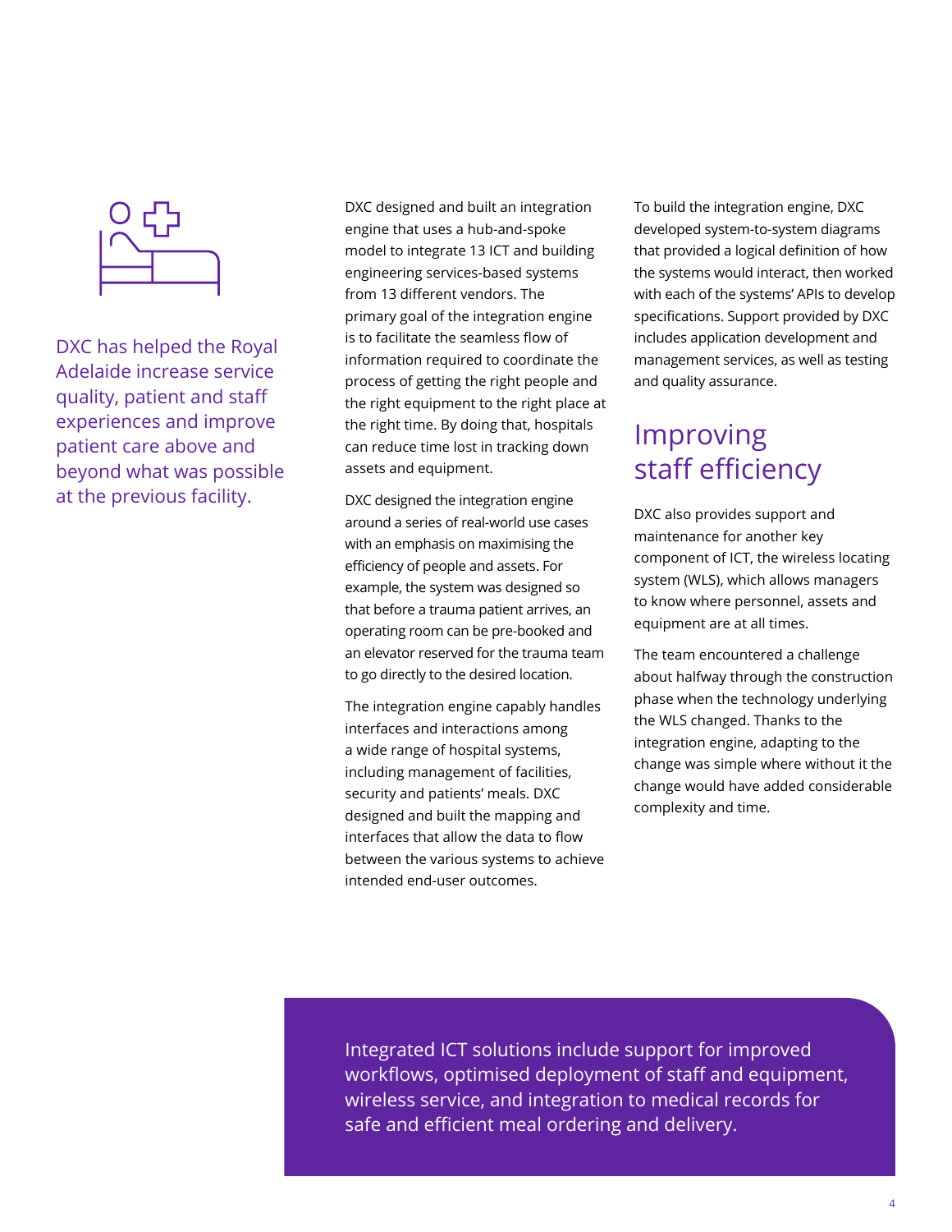DXC has helped the Royal Adelaide increase service quality, patient and staff experiences and improve patient care above and beyond what was possible at the previous facility.

DXC designed and built an integration engine that uses a hub-and-spoke model to integrate 13 ICT and building engineering services-based systems from 13 different vendors. The primary goal of the integration engine is to facilitate the seamless flow of information required to coordinate the process of getting the right people and the right equipment to the right place at the right time. By doing that, hospitals can reduce time lost in tracking down assets and equipment.

DXC designed the integration engine around a series of real-world use cases with an emphasis on maximising the efficiency of people and assets. For example, the system was designed so that before a trauma patient arrives, an operating room can be pre-booked and an elevator reserved for the trauma team to go directly to the desired location.

The integration engine capably handles interfaces and interactions among a wide range of hospital systems, including management of facilities, security and patients' meals. DXC designed and built the mapping and interfaces that allow the data to flow between the various systems to achieve intended end-user outcomes.

To build the integration engine, DXC developed system-to-system diagrams that provided a logical definition of how the systems would interact, then worked with each of the systems' APIs to develop specifications. Support provided by DXC includes application development and management services, as well as testing and quality assurance.

## Improving staff efficiency

DXC also provides support and maintenance for another key component of ICT, the wireless locating system (WLS), which allows managers to know where personnel, assets and equipment are at all times.

The team encountered a challenge about halfway through the construction phase when the technology underlying the WLS changed. Thanks to the integration engine, adapting to the change was simple where without it the change would have added considerable complexity and time.

Integrated ICT solutions include support for improved workflows, optimised deployment of staff and equipment, wireless service, and integration to medical records for safe and efficient meal ordering and delivery.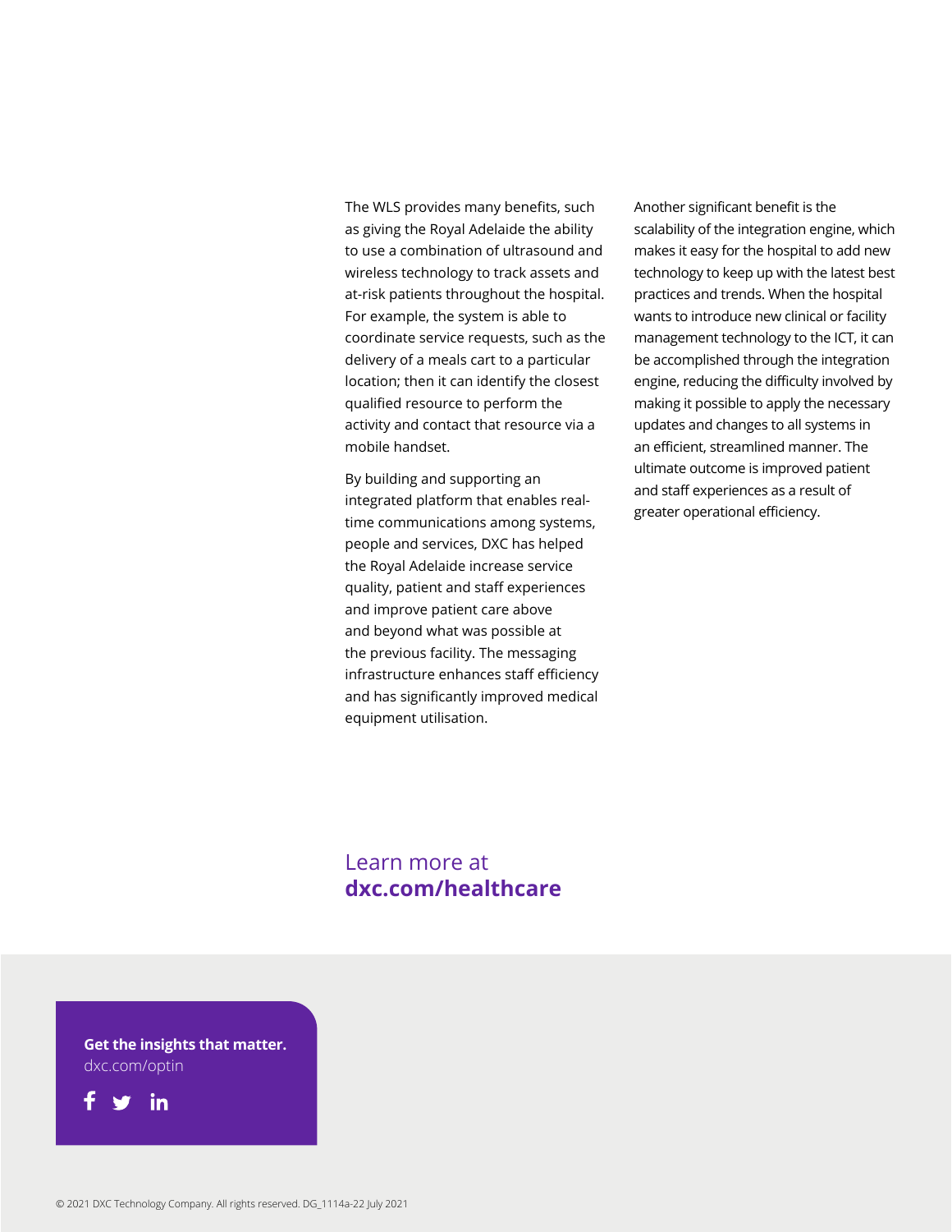The WLS provides many benefits, such as giving the Royal Adelaide the ability to use a combination of ultrasound and wireless technology to track assets and at-risk patients throughout the hospital. For example, the system is able to coordinate service requests, such as the delivery of a meals cart to a particular location; then it can identify the closest qualified resource to perform the activity and contact that resource via a mobile handset.

By building and supporting an integrated platform that enables real-time communications among systems, people and services, DXC has helped the Royal Adelaide increase service quality, patient and staff experiences and improve patient care above and beyond what was possible at the previous facility. The messaging infrastructure enhances staff efficiency and has significantly improved medical equipment utilisation.

Another significant benefit is the scalability of the integration engine, which makes it easy for the hospital to add new technology to keep up with the latest best practices and trends. When the hospital wants to introduce new clinical or facility management technology to the ICT, it can be accomplished through the integration engine, reducing the difficulty involved by making it possible to apply the necessary updates and changes to all systems in an efficient, streamlined manner. The ultimate outcome is improved patient and staff experiences as a result of greater operational efficiency.

Learn more at
**dxc.com/healthcare**

**Get the insights that matter.**
dxc.com/optin

© 2021 DXC Technology Company. All rights reserved. DG_1114a-22 July 2021